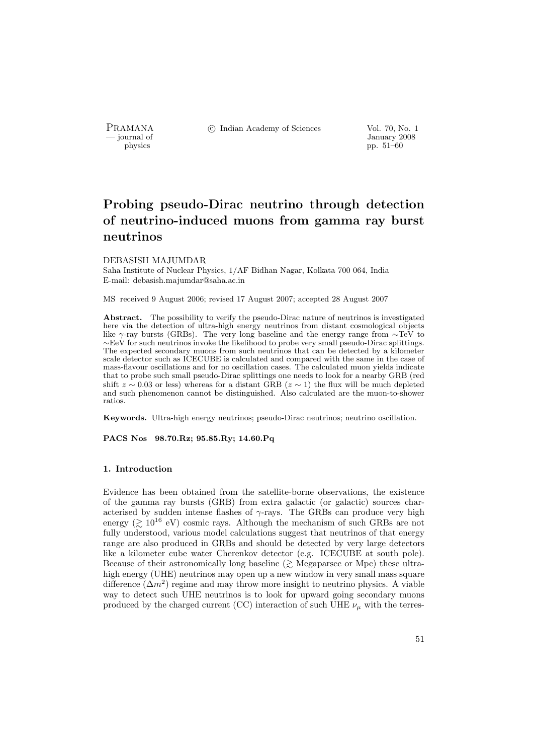# Probing pseudo-Dirac neutrino through detection of neutrino-induced muons from gamma ray burst neutrinos

DEBASISH MAJUMDAR

Saha Institute of Nuclear Physics, 1/AF Bidhan Nagar, Kolkata 700 064, India
E-mail: debasish.majumdar@saha.ac.in

MS received 9 August 2006; revised 17 August 2007; accepted 28 August 2007

**Abstract.** The possibility to verify the pseudo-Dirac nature of neutrinos is investigated here via the detection of ultra-high energy neutrinos from distant cosmological objects like $\gamma$-ray bursts (GRBs). The very long baseline and the energy range from $\sim$TeV to $\sim$EeV for such neutrinos invoke the likelihood to probe very small pseudo-Dirac splittings. The expected secondary muons from such neutrinos that can be detected by a kilometer scale detector such as ICECUBE is calculated and compared with the same in the case of mass-flavour oscillations and for no oscillation cases. The calculated muon yields indicate that to probe such small pseudo-Dirac splittings one needs to look for a nearby GRB (red shift $z \sim 0.03$ or less) whereas for a distant GRB ($z \sim 1$) the flux will be much depleted and such phenomenon cannot be distinguished. Also calculated are the muon-to-shower ratios.

**Keywords.** Ultra-high energy neutrinos; pseudo-Dirac neutrinos; neutrino oscillation.

**PACS Nos 98.70.Rz; 95.85.Ry; 14.60.Pq**

## 1. Introduction

Evidence has been obtained from the satellite-borne observations, the existence of the gamma ray bursts (GRB) from extra galactic (or galactic) sources characterised by sudden intense flashes of $\gamma$-rays. The GRBs can produce very high energy ($\gtrsim 10^{16}$ eV) cosmic rays. Although the mechanism of such GRBs are not fully understood, various model calculations suggest that neutrinos of that energy range are also produced in GRBs and should be detected by very large detectors like a kilometer cube water Cherenkov detector (e.g. ICECUBE at south pole). Because of their astronomically long baseline ($\gtrsim$ Megaparsec or Mpc) these ultra-high energy (UHE) neutrinos may open up a new window in very small mass square difference ($\Delta m^2$) regime and may throw more insight to neutrino physics. A viable way to detect such UHE neutrinos is to look for upward going secondary muons produced by the charged current (CC) interaction of such UHE $\nu_\mu$ with the terres-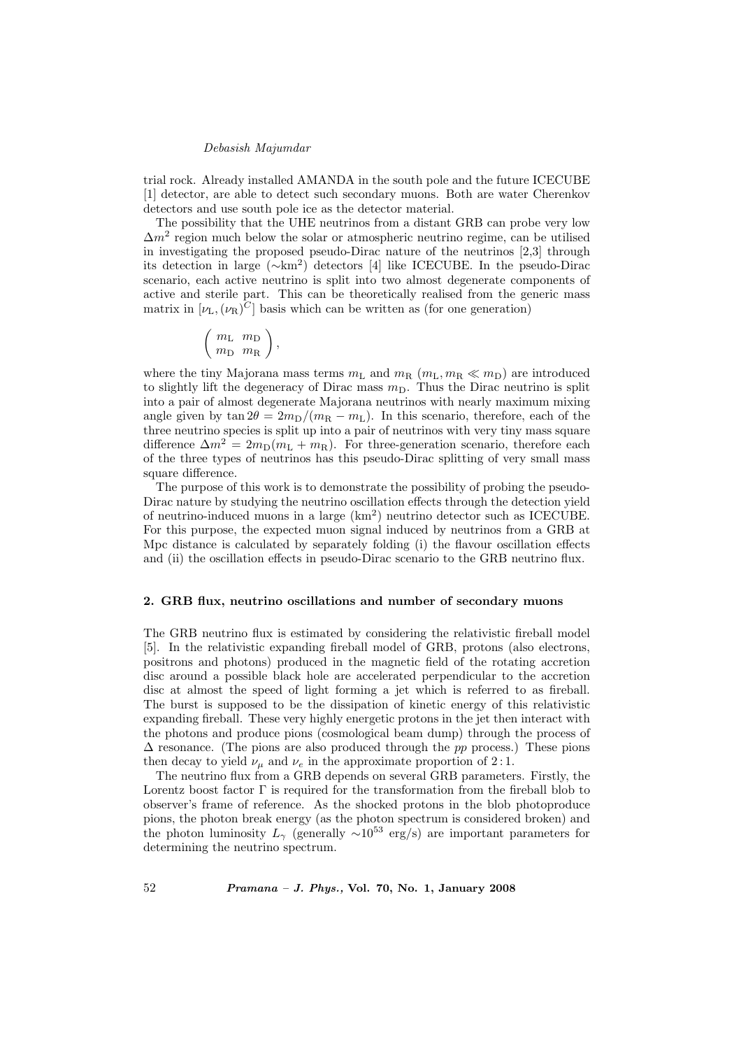trial rock. Already installed AMANDA in the south pole and the future ICECUBE [1] detector, are able to detect such secondary muons. Both are water Cherenkov detectors and use south pole ice as the detector material.

The possibility that the UHE neutrinos from a distant GRB can probe very low $\Delta m^2$ region much below the solar or atmospheric neutrino regime, can be utilised in investigating the proposed pseudo-Dirac nature of the neutrinos [2,3] through its detection in large ($\sim$km$^2$) detectors [4] like ICECUBE. In the pseudo-Dirac scenario, each active neutrino is split into two almost degenerate components of active and sterile part. This can be theoretically realised from the generic mass matrix in $[\nu_{\rm L}, (\nu_{\rm R})^C]$ basis which can be written as (for one generation)

$$\begin{pmatrix} m_{\rm L} & m_{\rm D} \\ m_{\rm D} & m_{\rm R} \end{pmatrix},$$

where the tiny Majorana mass terms $m_{\rm L}$ and $m_{\rm R}$ ($m_{\rm L}, m_{\rm R} \ll m_{\rm D}$) are introduced to slightly lift the degeneracy of Dirac mass $m_{\rm D}$. Thus the Dirac neutrino is split into a pair of almost degenerate Majorana neutrinos with nearly maximum mixing angle given by $\tan 2\theta = 2m_{\rm D}/(m_{\rm R} - m_{\rm L})$. In this scenario, therefore, each of the three neutrino species is split up into a pair of neutrinos with very tiny mass square difference $\Delta m^2 = 2m_{\rm D}(m_{\rm L} + m_{\rm R})$. For three-generation scenario, therefore each of the three types of neutrinos has this pseudo-Dirac splitting of very small mass square difference.

The purpose of this work is to demonstrate the possibility of probing the pseudo-Dirac nature by studying the neutrino oscillation effects through the detection yield of neutrino-induced muons in a large (km$^2$) neutrino detector such as ICECUBE. For this purpose, the expected muon signal induced by neutrinos from a GRB at Mpc distance is calculated by separately folding (i) the flavour oscillation effects and (ii) the oscillation effects in pseudo-Dirac scenario to the GRB neutrino flux.

## 2. GRB flux, neutrino oscillations and number of secondary muons

The GRB neutrino flux is estimated by considering the relativistic fireball model [5]. In the relativistic expanding fireball model of GRB, protons (also electrons, positrons and photons) produced in the magnetic field of the rotating accretion disc around a possible black hole are accelerated perpendicular to the accretion disc at almost the speed of light forming a jet which is referred to as fireball. The burst is supposed to be the dissipation of kinetic energy of this relativistic expanding fireball. These very highly energetic protons in the jet then interact with the photons and produce pions (cosmological beam dump) through the process of $\Delta$ resonance. (The pions are also produced through the *pp* process.) These pions then decay to yield $\nu_\mu$ and $\nu_e$ in the approximate proportion of $2:1$.

The neutrino flux from a GRB depends on several GRB parameters. Firstly, the Lorentz boost factor $\Gamma$ is required for the transformation from the fireball blob to observer's frame of reference. As the shocked protons in the blob photoproduce pions, the photon break energy (as the photon spectrum is considered broken) and the photon luminosity $L_\gamma$ (generally $\sim 10^{53}$ erg/s) are important parameters for determining the neutrino spectrum.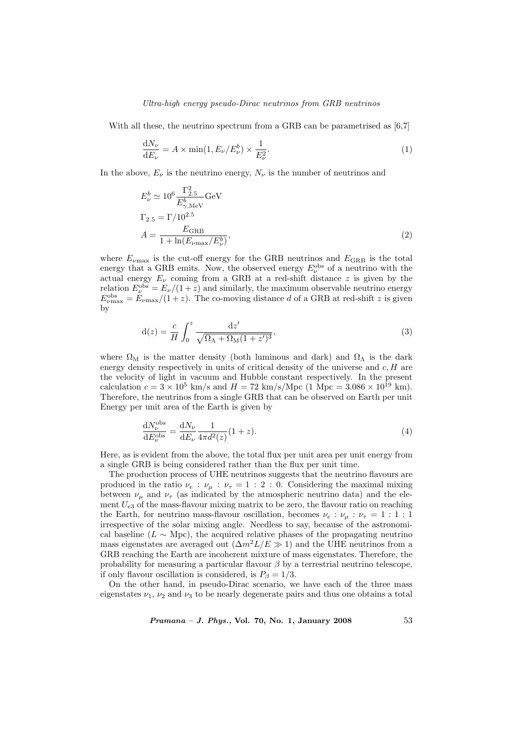With all these, the neutrino spectrum from a GRB can be parametrised as [6,7]

$$\frac{\mathrm{d}N_\nu}{\mathrm{d}E_\nu} = A \times \min(1, E_\nu/E_\nu^b) \times \frac{1}{E_\nu^2}. \tag{1}$$

In the above, $E_\nu$ is the neutrino energy, $N_\nu$ is the number of neutrinos and

$$\begin{aligned}
&E_\nu^b \simeq 10^6 \frac{\Gamma_{2.5}^2}{E_{\gamma,\mathrm{MeV}}^b} \mathrm{GeV} \\
&\Gamma_{2.5} = \Gamma/10^{2.5} \\
&A = \frac{E_{\mathrm{GRB}}}{1 + \ln(E_{\nu\max}/E_\nu^b)},
\end{aligned} \tag{2}$$

where $E_{\nu\max}$ is the cut-off energy for the GRB neutrinos and $E_{\mathrm{GRB}}$ is the total energy that a GRB emits. Now, the observed energy $E_\nu^{\mathrm{obs}}$ of a neutrino with the actual energy $E_\nu$ coming from a GRB at a red-shift distance $z$ is given by the relation $E_\nu^{\mathrm{obs}} = E_\nu/(1+z)$ and similarly, the maximum observable neutrino energy $E_{\nu\max}^{\mathrm{obs}} = E_{\nu\max}/(1+z)$. The co-moving distance $d$ of a GRB at red-shift $z$ is given by

$$\mathrm{d}(z) = \frac{c}{H} \int_0^z \frac{\mathrm{d}z'}{\sqrt{\Omega_\Lambda + \Omega_\mathrm{M}(1+z')^3}}, \tag{3}$$

where $\Omega_\mathrm{M}$ is the matter density (both luminous and dark) and $\Omega_\Lambda$ is the dark energy density respectively in units of critical density of the universe and $c, H$ are the velocity of light in vacuum and Hubble constant respectively. In the present calculation $c = 3 \times 10^5$ km/s and $H = 72$ km/s/Mpc (1 Mpc $= 3.086 \times 10^{19}$ km). Therefore, the neutrinos from a single GRB that can be observed on Earth per unit Energy per unit area of the Earth is given by

$$\frac{\mathrm{d}N_\nu^{\mathrm{obs}}}{\mathrm{d}E_\nu^{\mathrm{obs}}} = \frac{\mathrm{d}N_\nu}{\mathrm{d}E_\nu} \frac{1}{4\pi d^2(z)} (1+z). \tag{4}$$

Here, as is evident from the above, the total flux per unit area per unit energy from a single GRB is being considered rather than the flux per unit time.

The production process of UHE neutrinos suggests that the neutrino flavours are produced in the ratio $\nu_e : \nu_\mu : \nu_\tau = 1 : 2 : 0$. Considering the maximal mixing between $\nu_\mu$ and $\nu_\tau$ (as indicated by the atmospheric neutrino data) and the element $U_{e3}$ of the mass-flavour mixing matrix to be zero, the flavour ratio on reaching the Earth, for neutrino mass-flavour oscillation, becomes $\nu_e : \nu_\mu : \nu_\tau = 1 : 1 : 1$ irrespective of the solar mixing angle. Needless to say, because of the astronomical baseline ($L \sim$ Mpc), the acquired relative phases of the propagating neutrino mass eigenstates are averaged out ($\Delta m^2 L/E \gg 1$) and the UHE neutrinos from a GRB reaching the Earth are incoherent mixture of mass eigenstates. Therefore, the probability for measuring a particular flavour $\beta$ by a terrestrial neutrino telescope, if only flavour oscillation is considered, is $P_\beta = 1/3$.

On the other hand, in pseudo-Dirac scenario, we have each of the three mass eigenstates $\nu_1$, $\nu_2$ and $\nu_3$ to be nearly degenerate pairs and thus one obtains a total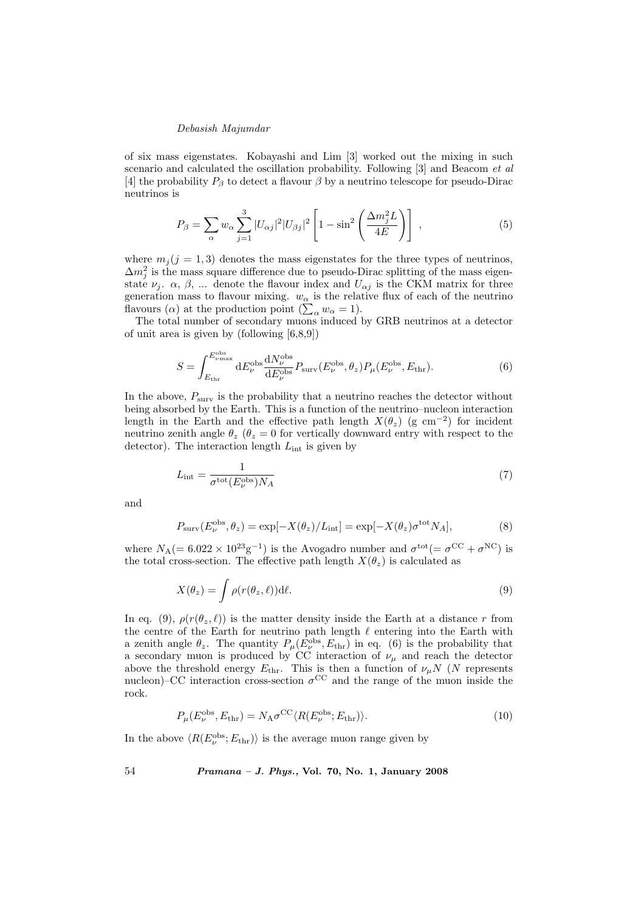of six mass eigenstates. Kobayashi and Lim [3] worked out the mixing in such scenario and calculated the oscillation probability. Following [3] and Beacom *et al* [4] the probability $P_\beta$ to detect a flavour $\beta$ by a neutrino telescope for pseudo-Dirac neutrinos is

$$P_\beta = \sum_\alpha w_\alpha \sum_{j=1}^{3} |U_{\alpha j}|^2 |U_{\beta j}|^2 \left[ 1 - \sin^2 \left( \frac{\Delta m_j^2 L}{4E} \right) \right] , \tag{5}$$

where $m_j (j = 1, 3)$ denotes the mass eigenstates for the three types of neutrinos, $\Delta m_j^2$ is the mass square difference due to pseudo-Dirac splitting of the mass eigenstate $\nu_j$. $\alpha$, $\beta$, ... denote the flavour index and $U_{\alpha j}$ is the CKM matrix for three generation mass to flavour mixing. $w_\alpha$ is the relative flux of each of the neutrino flavours ($\alpha$) at the production point ($\sum_\alpha w_\alpha = 1$).

The total number of secondary muons induced by GRB neutrinos at a detector of unit area is given by (following [6,8,9])

$$S = \int_{E_{\rm thr}}^{E_{\nu\rm max}^{\rm obs}} {\rm d}E_\nu^{\rm obs} \frac{{\rm d}N_\nu^{\rm obs}}{{\rm d}E_\nu^{\rm obs}} P_{\rm surv}(E_\nu^{\rm obs}, \theta_z) P_\mu(E_\nu^{\rm obs}, E_{\rm thr}). \tag{6}$$

In the above, $P_{\rm surv}$ is the probability that a neutrino reaches the detector without being absorbed by the Earth. This is a function of the neutrino–nucleon interaction length in the Earth and the effective path length $X(\theta_z)$ (g cm$^{-2}$) for incident neutrino zenith angle $\theta_z$ ($\theta_z = 0$ for vertically downward entry with respect to the detector). The interaction length $L_{\rm int}$ is given by

$$L_{\rm int} = \frac{1}{\sigma^{\rm tot}(E_\nu^{\rm obs}) N_A} \tag{7}$$

and

$$P_{\rm surv}(E_\nu^{\rm obs}, \theta_z) = \exp[-X(\theta_z)/L_{\rm int}] = \exp[-X(\theta_z)\sigma^{\rm tot} N_A], \tag{8}$$

where $N_{\rm A} (= 6.022 \times 10^{23} {\rm g}^{-1})$ is the Avogadro number and $\sigma^{\rm tot} (= \sigma^{\rm CC} + \sigma^{\rm NC})$ is the total cross-section. The effective path length $X(\theta_z)$ is calculated as

$$X(\theta_z) = \int \rho(r(\theta_z, \ell)){\rm d}\ell. \tag{9}$$

In eq. (9), $\rho(r(\theta_z, \ell))$ is the matter density inside the Earth at a distance $r$ from the centre of the Earth for neutrino path length $\ell$ entering into the Earth with a zenith angle $\theta_z$. The quantity $P_\mu(E_\nu^{\rm obs}, E_{\rm thr})$ in eq. (6) is the probability that a secondary muon is produced by CC interaction of $\nu_\mu$ and reach the detector above the threshold energy $E_{\rm thr}$. This is then a function of $\nu_\mu N$ ($N$ represents nucleon)–CC interaction cross-section $\sigma^{\rm CC}$ and the range of the muon inside the rock.

$$P_\mu(E_\nu^{\rm obs}, E_{\rm thr}) = N_{\rm A} \sigma^{\rm CC} \langle R(E_\nu^{\rm obs}; E_{\rm thr}) \rangle. \tag{10}$$

In the above $\langle R(E_\nu^{\rm obs}; E_{\rm thr}) \rangle$ is the average muon range given by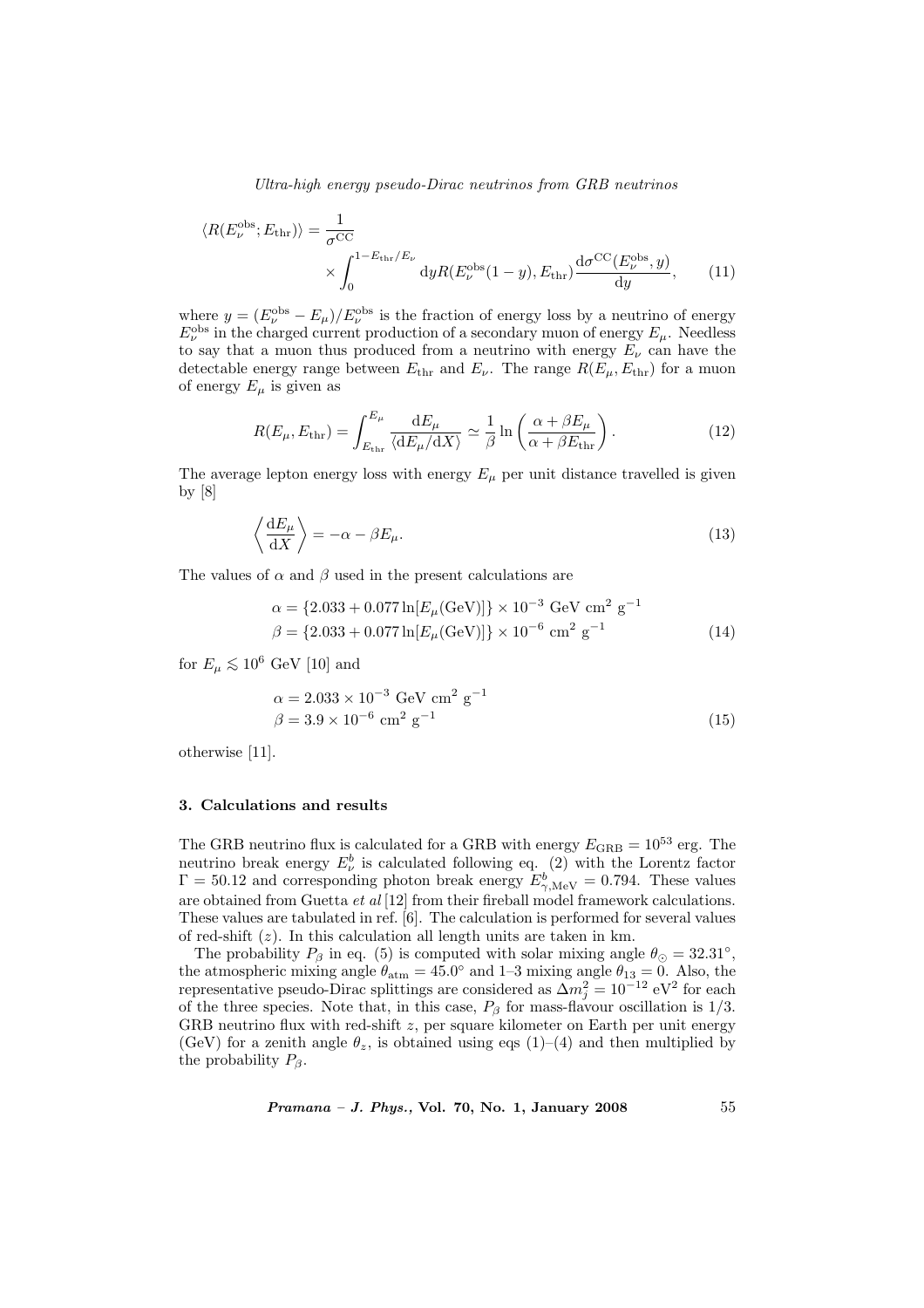$$\langle R(E_\nu^{\rm obs}; E_{\rm thr})\rangle = \frac{1}{\sigma^{\rm CC}} \times \int_0^{1-E_{\rm thr}/E_\nu} {\rm d}y R(E_\nu^{\rm obs}(1-y), E_{\rm thr}) \frac{{\rm d}\sigma^{\rm CC}(E_\nu^{\rm obs}, y)}{{\rm d}y}, \qquad (11)$$

where $y = (E_\nu^{\rm obs} - E_\mu)/E_\nu^{\rm obs}$ is the fraction of energy loss by a neutrino of energy $E_\nu^{\rm obs}$ in the charged current production of a secondary muon of energy $E_\mu$. Needless to say that a muon thus produced from a neutrino with energy $E_\nu$ can have the detectable energy range between $E_{\rm thr}$ and $E_\nu$. The range $R(E_\mu, E_{\rm thr})$ for a muon of energy $E_\mu$ is given as

$$R(E_\mu, E_{\rm thr}) = \int_{E_{\rm thr}}^{E_\mu} \frac{{\rm d}E_\mu}{\langle {\rm d}E_\mu/{\rm d}X\rangle} \simeq \frac{1}{\beta} \ln\left(\frac{\alpha + \beta E_\mu}{\alpha + \beta E_{\rm thr}}\right). \qquad (12)$$

The average lepton energy loss with energy $E_\mu$ per unit distance travelled is given by [8]

$$\left\langle \frac{{\rm d}E_\mu}{{\rm d}X} \right\rangle = -\alpha - \beta E_\mu. \qquad (13)$$

The values of $\alpha$ and $\beta$ used in the present calculations are

$$\begin{aligned} \alpha &= \{2.033 + 0.077 \ln[E_\mu({\rm GeV})]\} \times 10^{-3} \text{ GeV cm}^2 \text{ g}^{-1} \\ \beta &= \{2.033 + 0.077 \ln[E_\mu({\rm GeV})]\} \times 10^{-6} \text{ cm}^2 \text{ g}^{-1} \end{aligned} \qquad (14)$$

for $E_\mu \lesssim 10^6$ GeV [10] and

$$\begin{aligned} \alpha &= 2.033 \times 10^{-3} \text{ GeV cm}^2 \text{ g}^{-1} \\ \beta &= 3.9 \times 10^{-6} \text{ cm}^2 \text{ g}^{-1} \end{aligned} \qquad (15)$$

otherwise [11].

### 3. Calculations and results

The GRB neutrino flux is calculated for a GRB with energy $E_{\rm GRB} = 10^{53}$ erg. The neutrino break energy $E_\nu^b$ is calculated following eq. (2) with the Lorentz factor $\Gamma = 50.12$ and corresponding photon break energy $E_{\gamma,{\rm MeV}}^b = 0.794$. These values are obtained from Guetta *et al* [12] from their fireball model framework calculations. These values are tabulated in ref. [6]. The calculation is performed for several values of red-shift ($z$). In this calculation all length units are taken in km.

The probability $P_\beta$ in eq. (5) is computed with solar mixing angle $\theta_\odot = 32.31°$, the atmospheric mixing angle $\theta_{\rm atm} = 45.0°$ and 1–3 mixing angle $\theta_{13} = 0$. Also, the representative pseudo-Dirac splittings are considered as $\Delta m_j^2 = 10^{-12}$ eV$^2$ for each of the three species. Note that, in this case, $P_\beta$ for mass-flavour oscillation is 1/3. GRB neutrino flux with red-shift $z$, per square kilometer on Earth per unit energy (GeV) for a zenith angle $\theta_z$, is obtained using eqs (1)–(4) and then multiplied by the probability $P_\beta$.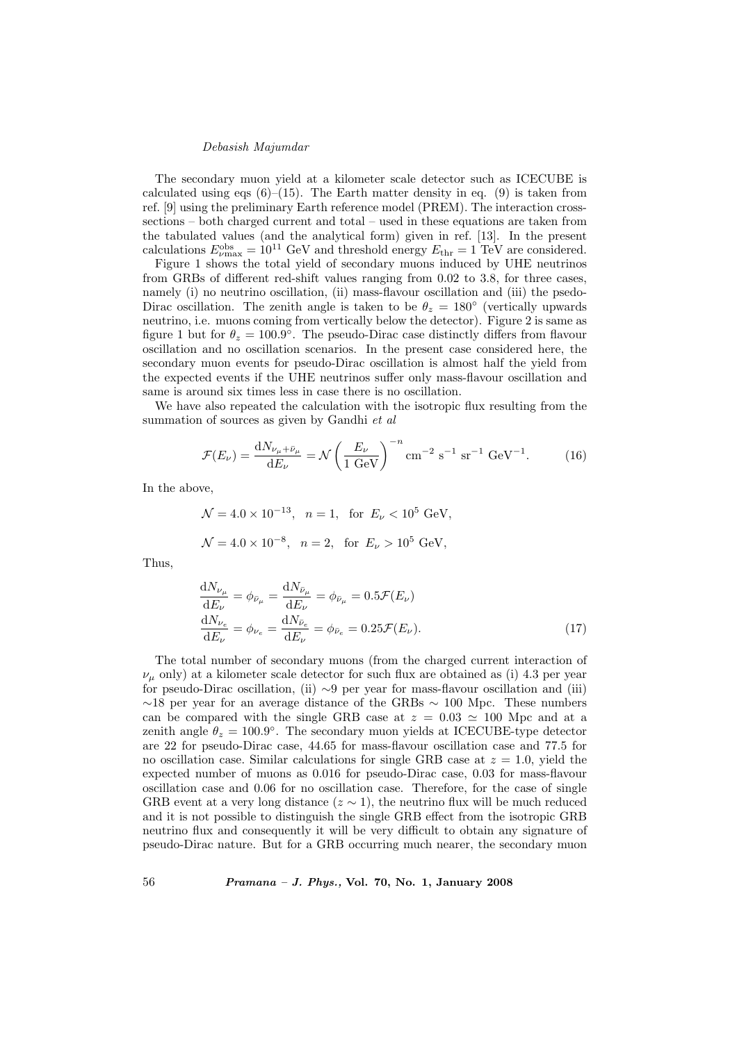The secondary muon yield at a kilometer scale detector such as ICECUBE is calculated using eqs (6)–(15). The Earth matter density in eq. (9) is taken from ref. [9] using the preliminary Earth reference model (PREM). The interaction cross-sections – both charged current and total – used in these equations are taken from the tabulated values (and the analytical form) given in ref. [13]. In the present calculations $E_{\nu\text{max}}^{\text{obs}} = 10^{11}$ GeV and threshold energy $E_{\text{thr}} = 1$ TeV are considered.

Figure 1 shows the total yield of secondary muons induced by UHE neutrinos from GRBs of different red-shift values ranging from 0.02 to 3.8, for three cases, namely (i) no neutrino oscillation, (ii) mass-flavour oscillation and (iii) the psedo-Dirac oscillation. The zenith angle is taken to be $\theta_z = 180^\circ$ (vertically upwards neutrino, i.e. muons coming from vertically below the detector). Figure 2 is same as figure 1 but for $\theta_z = 100.9^\circ$. The pseudo-Dirac case distinctly differs from flavour oscillation and no oscillation scenarios. In the present case considered here, the secondary muon events for pseudo-Dirac oscillation is almost half the yield from the expected events if the UHE neutrinos suffer only mass-flavour oscillation and same is around six times less in case there is no oscillation.

We have also repeated the calculation with the isotropic flux resulting from the summation of sources as given by Gandhi *et al*

$$\mathcal{F}(E_\nu) = \frac{\mathrm{d}N_{\nu_\mu + \bar{\nu}_\mu}}{\mathrm{d}E_\nu} = \mathcal{N}\left(\frac{E_\nu}{1\ \text{GeV}}\right)^{-n} \text{cm}^{-2}\ \text{s}^{-1}\ \text{sr}^{-1}\ \text{GeV}^{-1}. \tag{16}$$

In the above,

$$\mathcal{N} = 4.0 \times 10^{-13}, \quad n = 1, \quad \text{for } E_\nu < 10^5\ \text{GeV},$$

$$\mathcal{N} = 4.0 \times 10^{-8}, \quad n = 2, \quad \text{for } E_\nu > 10^5\ \text{GeV},$$

Thus,

$$\begin{aligned}
\frac{\mathrm{d}N_{\nu_\mu}}{\mathrm{d}E_\nu} &= \phi_{\bar{\nu}_\mu} = \frac{\mathrm{d}N_{\bar{\nu}_\mu}}{\mathrm{d}E_\nu} = \phi_{\bar{\nu}_\mu} = 0.5\mathcal{F}(E_\nu) \\
\frac{\mathrm{d}N_{\nu_e}}{\mathrm{d}E_\nu} &= \phi_{\nu_e} = \frac{\mathrm{d}N_{\bar{\nu}_e}}{\mathrm{d}E_\nu} = \phi_{\bar{\nu}_e} = 0.25\mathcal{F}(E_\nu).
\end{aligned} \tag{17}$$

The total number of secondary muons (from the charged current interaction of $\nu_\mu$ only) at a kilometer scale detector for such flux are obtained as (i) 4.3 per year for pseudo-Dirac oscillation, (ii) $\sim$9 per year for mass-flavour oscillation and (iii) $\sim$18 per year for an average distance of the GRBs $\sim$ 100 Mpc. These numbers can be compared with the single GRB case at $z = 0.03 \simeq 100$ Mpc and at a zenith angle $\theta_z = 100.9^\circ$. The secondary muon yields at ICECUBE-type detector are 22 for pseudo-Dirac case, 44.65 for mass-flavour oscillation case and 77.5 for no oscillation case. Similar calculations for single GRB case at $z = 1.0$, yield the expected number of muons as 0.016 for pseudo-Dirac case, 0.03 for mass-flavour oscillation case and 0.06 for no oscillation case. Therefore, for the case of single GRB event at a very long distance ($z \sim 1$), the neutrino flux will be much reduced and it is not possible to distinguish the single GRB effect from the isotropic GRB neutrino flux and consequently it will be very difficult to obtain any signature of pseudo-Dirac nature. But for a GRB occurring much nearer, the secondary muon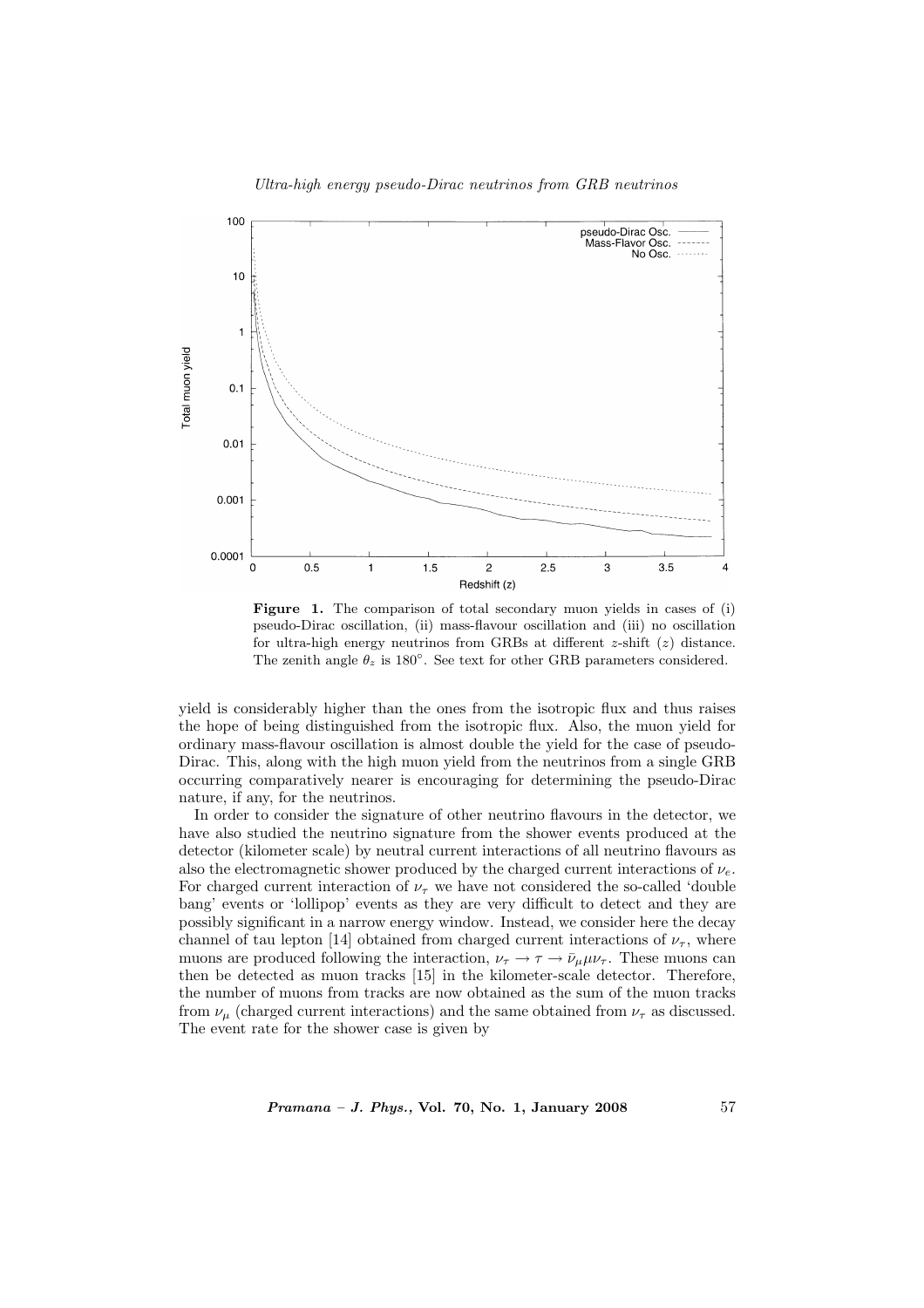**Figure 1.** The comparison of total secondary muon yields in cases of (i) pseudo-Dirac oscillation, (ii) mass-flavour oscillation and (iii) no oscillation for ultra-high energy neutrinos from GRBs at different $z$-shift ($z$) distance. The zenith angle $\theta_z$ is $180^{\circ}$. See text for other GRB parameters considered.

yield is considerably higher than the ones from the isotropic flux and thus raises the hope of being distinguished from the isotropic flux. Also, the muon yield for ordinary mass-flavour oscillation is almost double the yield for the case of pseudo-Dirac. This, along with the high muon yield from the neutrinos from a single GRB occurring comparatively nearer is encouraging for determining the pseudo-Dirac nature, if any, for the neutrinos.

In order to consider the signature of other neutrino flavours in the detector, we have also studied the neutrino signature from the shower events produced at the detector (kilometer scale) by neutral current interactions of all neutrino flavours as also the electromagnetic shower produced by the charged current interactions of $\nu_e$. For charged current interaction of $\nu_\tau$ we have not considered the so-called 'double bang' events or 'lollipop' events as they are very difficult to detect and they are possibly significant in a narrow energy window. Instead, we consider here the decay channel of tau lepton [14] obtained from charged current interactions of $\nu_\tau$, where muons are produced following the interaction, $\nu_\tau \rightarrow \tau \rightarrow \bar{\nu}_\mu \mu \nu_\tau$. These muons can then be detected as muon tracks [15] in the kilometer-scale detector. Therefore, the number of muons from tracks are now obtained as the sum of the muon tracks from $\nu_\mu$ (charged current interactions) and the same obtained from $\nu_\tau$ as discussed. The event rate for the shower case is given by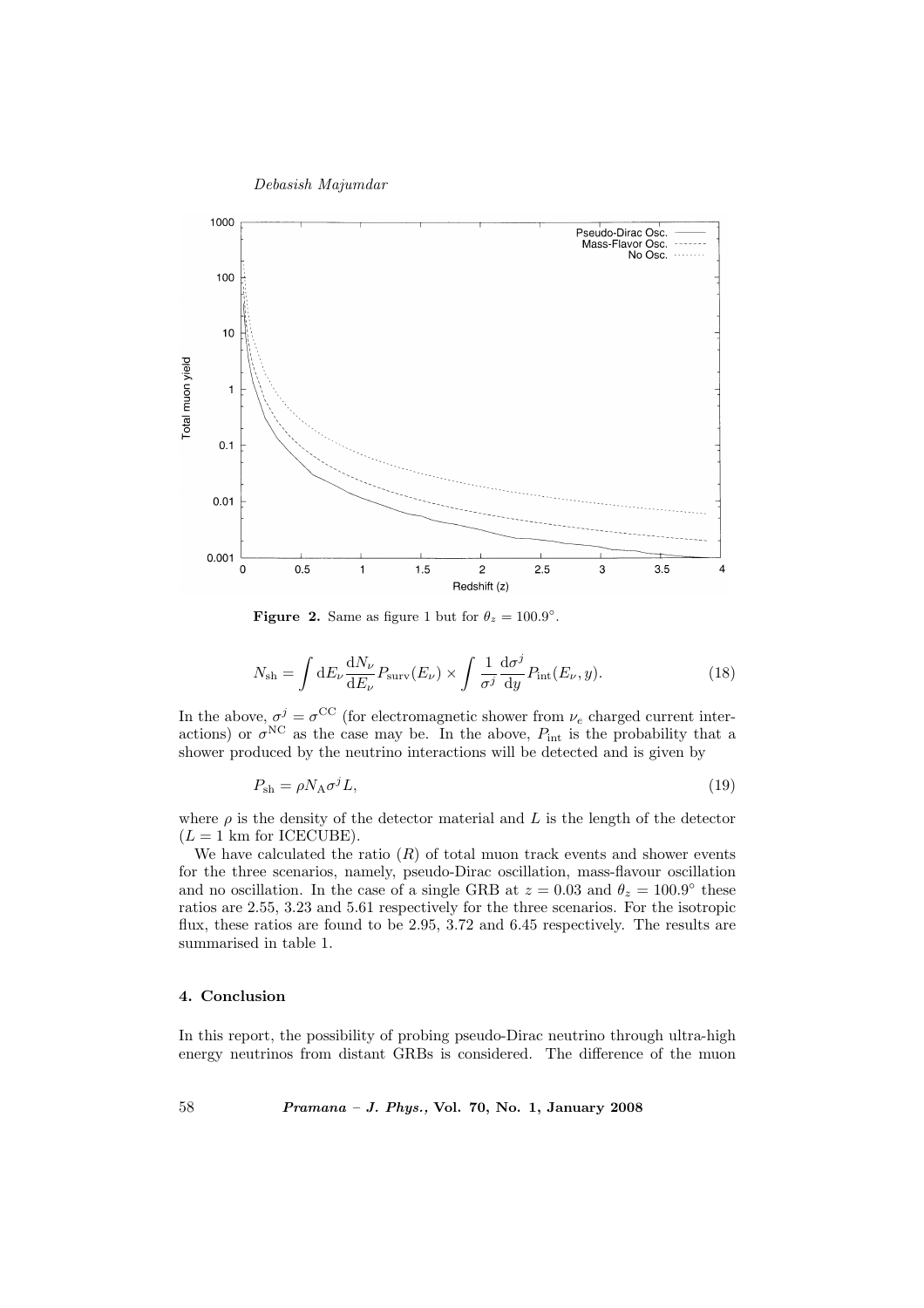**Figure 2.** Same as figure 1 but for $\theta_z = 100.9^{\circ}$.

$$N_{\rm sh} = \int {\rm d}E_\nu \frac{{\rm d}N_\nu}{{\rm d}E_\nu} P_{\rm surv}(E_\nu) \times \int \frac{1}{\sigma^j} \frac{{\rm d}\sigma^j}{{\rm d}y} P_{\rm int}(E_\nu, y). \tag{18}$$

In the above, $\sigma^j = \sigma^{\rm CC}$ (for electromagnetic shower from $\nu_e$ charged current interactions) or $\sigma^{\rm NC}$ as the case may be. In the above, $P_{\rm int}$ is the probability that a shower produced by the neutrino interactions will be detected and is given by

$$P_{\rm sh} = \rho N_{\rm A} \sigma^j L, \tag{19}$$

where $\rho$ is the density of the detector material and $L$ is the length of the detector ($L = 1$ km for ICECUBE).

We have calculated the ratio ($R$) of total muon track events and shower events for the three scenarios, namely, pseudo-Dirac oscillation, mass-flavour oscillation and no oscillation. In the case of a single GRB at $z = 0.03$ and $\theta_z = 100.9^{\circ}$ these ratios are 2.55, 3.23 and 5.61 respectively for the three scenarios. For the isotropic flux, these ratios are found to be 2.95, 3.72 and 6.45 respectively. The results are summarised in table 1.

### 4. Conclusion

In this report, the possibility of probing pseudo-Dirac neutrino through ultra-high energy neutrinos from distant GRBs is considered. The difference of the muon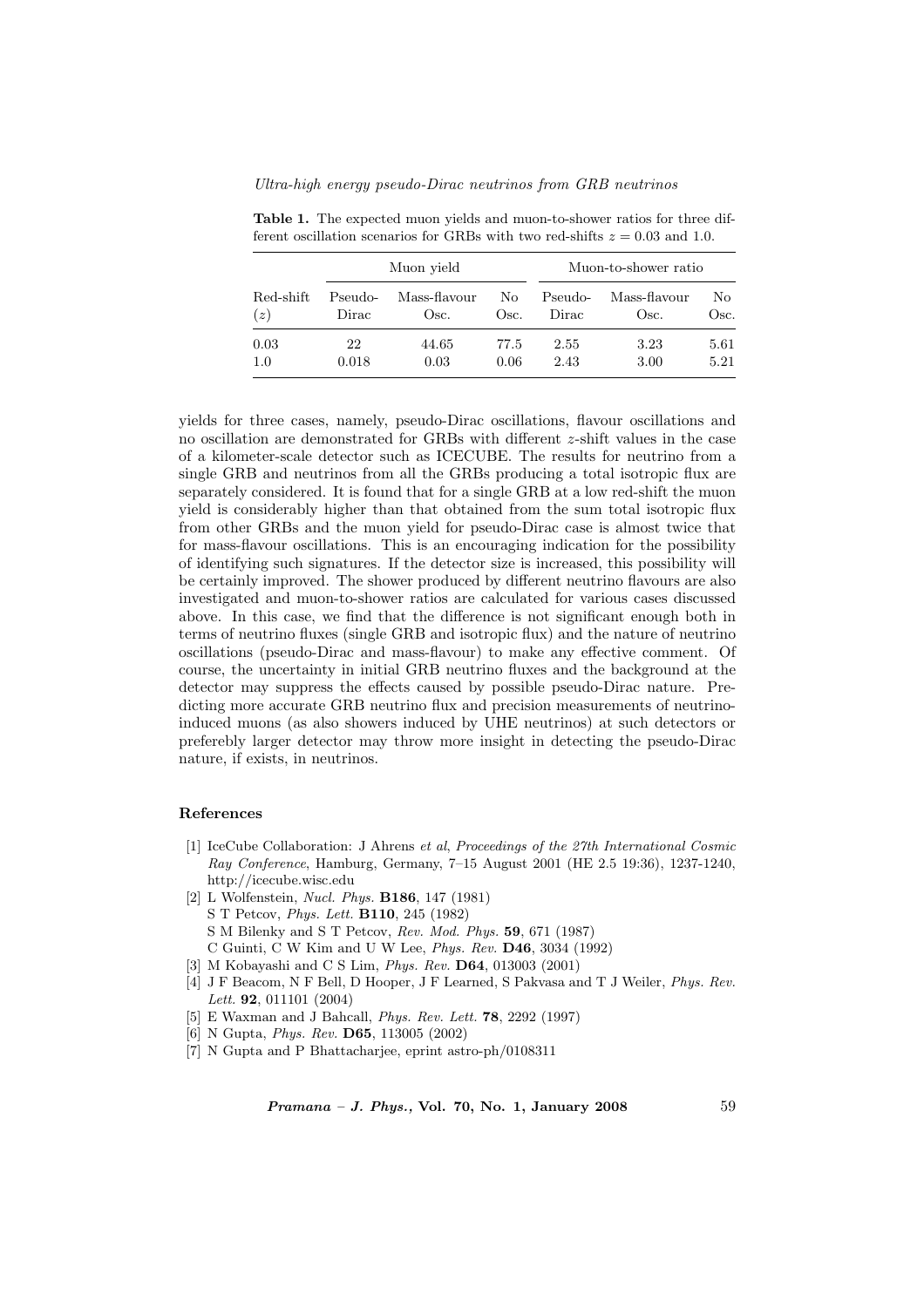**Table 1.** The expected muon yields and muon-to-shower ratios for three different oscillation scenarios for GRBs with two red-shifts $z = 0.03$ and 1.0.

| | Muon yield | | | Muon-to-shower ratio | | |
|---|---|---|---|---|---|---|
| Red-shift ($z$) | Pseudo-Dirac | Mass-flavour Osc. | No Osc. | Pseudo-Dirac | Mass-flavour Osc. | No Osc. |
| 0.03 | 22 | 44.65 | 77.5 | 2.55 | 3.23 | 5.61 |
| 1.0 | 0.018 | 0.03 | 0.06 | 2.43 | 3.00 | 5.21 |

yields for three cases, namely, pseudo-Dirac oscillations, flavour oscillations and no oscillation are demonstrated for GRBs with different $z$-shift values in the case of a kilometer-scale detector such as ICECUBE. The results for neutrino from a single GRB and neutrinos from all the GRBs producing a total isotropic flux are separately considered. It is found that for a single GRB at a low red-shift the muon yield is considerably higher than that obtained from the sum total isotropic flux from other GRBs and the muon yield for pseudo-Dirac case is almost twice that for mass-flavour oscillations. This is an encouraging indication for the possibility of identifying such signatures. If the detector size is increased, this possibility will be certainly improved. The shower produced by different neutrino flavours are also investigated and muon-to-shower ratios are calculated for various cases discussed above. In this case, we find that the difference is not significant enough both in terms of neutrino fluxes (single GRB and isotropic flux) and the nature of neutrino oscillations (pseudo-Dirac and mass-flavour) to make any effective comment. Of course, the uncertainty in initial GRB neutrino fluxes and the background at the detector may suppress the effects caused by possible pseudo-Dirac nature. Predicting more accurate GRB neutrino flux and precision measurements of neutrino-induced muons (as also showers induced by UHE neutrinos) at such detectors or preferebly larger detector may throw more insight in detecting the pseudo-Dirac nature, if exists, in neutrinos.

## References

[1] IceCube Collaboration: J Ahrens *et al*, *Proceedings of the 27th International Cosmic Ray Conference*, Hamburg, Germany, 7–15 August 2001 (HE 2.5 19:36), 1237-1240, http://icecube.wisc.edu

[2] L Wolfenstein, *Nucl. Phys.* **B186**, 147 (1981)
S T Petcov, *Phys. Lett.* **B110**, 245 (1982)
S M Bilenky and S T Petcov, *Rev. Mod. Phys.* **59**, 671 (1987)
C Guinti, C W Kim and U W Lee, *Phys. Rev.* **D46**, 3034 (1992)

[3] M Kobayashi and C S Lim, *Phys. Rev.* **D64**, 013003 (2001)

[4] J F Beacom, N F Bell, D Hooper, J F Learned, S Pakvasa and T J Weiler, *Phys. Rev. Lett.* **92**, 011101 (2004)

[5] E Waxman and J Bahcall, *Phys. Rev. Lett.* **78**, 2292 (1997)

[6] N Gupta, *Phys. Rev.* **D65**, 113005 (2002)

[7] N Gupta and P Bhattacharjee, eprint astro-ph/0108311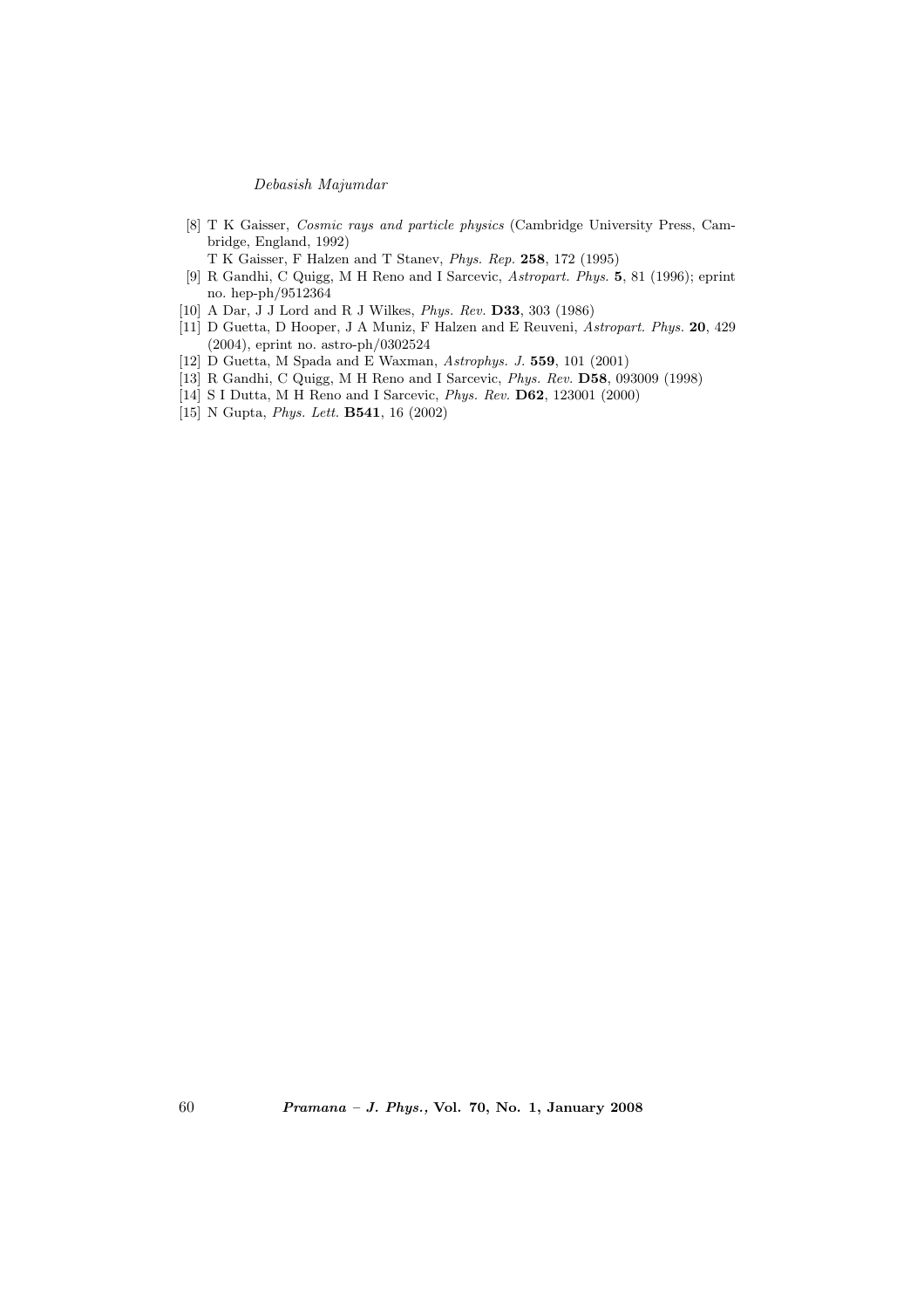[8] T K Gaisser, *Cosmic rays and particle physics* (Cambridge University Press, Cambridge, England, 1992)
T K Gaisser, F Halzen and T Stanev, *Phys. Rep.* **258**, 172 (1995)

[9] R Gandhi, C Quigg, M H Reno and I Sarcevic, *Astropart. Phys.* **5**, 81 (1996); eprint no. hep-ph/9512364

[10] A Dar, J J Lord and R J Wilkes, *Phys. Rev.* **D33**, 303 (1986)

[11] D Guetta, D Hooper, J A Muniz, F Halzen and E Reuveni, *Astropart. Phys.* **20**, 429 (2004), eprint no. astro-ph/0302524

[12] D Guetta, M Spada and E Waxman, *Astrophys. J.* **559**, 101 (2001)

[13] R Gandhi, C Quigg, M H Reno and I Sarcevic, *Phys. Rev.* **D58**, 093009 (1998)

[14] S I Dutta, M H Reno and I Sarcevic, *Phys. Rev.* **D62**, 123001 (2000)

[15] N Gupta, *Phys. Lett.* **B541**, 16 (2002)